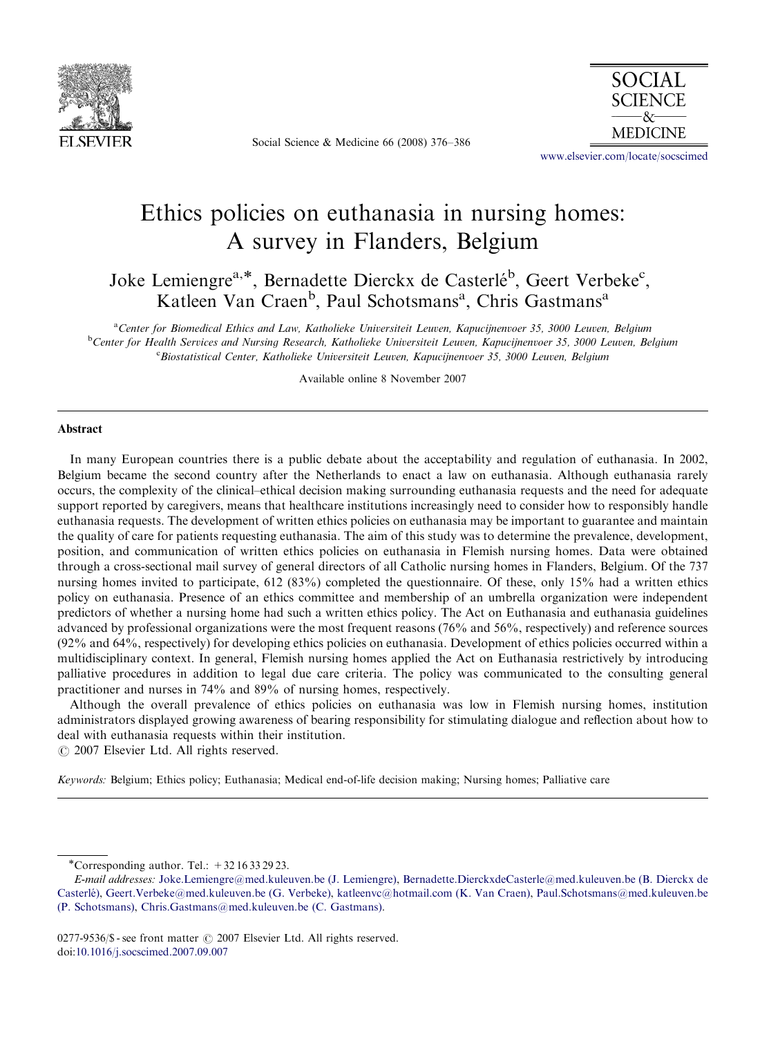# Ethics policies on euthanasia in nursing homes: A survey in Flanders, Belgium

Joke Lemiengre[a,*], Bernadette Dierckx de Casterlé[b], Geert Verbeke[c], Katleen Van Craen[b], Paul Schotsmans[a], Chris Gastmans[a]

[a]Center for Biomedical Ethics and Law, Katholieke Universiteit Leuven, Kapucijnenvoer 35, 3000 Leuven, Belgium
[b]Center for Health Services and Nursing Research, Katholieke Universiteit Leuven, Kapucijnenvoer 35, 3000 Leuven, Belgium
[c]Biostatistical Center, Katholieke Universiteit Leuven, Kapucijnenvoer 35, 3000 Leuven, Belgium

Available online 8 November 2007

## Abstract

In many European countries there is a public debate about the acceptability and regulation of euthanasia. In 2002, Belgium became the second country after the Netherlands to enact a law on euthanasia. Although euthanasia rarely occurs, the complexity of the clinical–ethical decision making surrounding euthanasia requests and the need for adequate support reported by caregivers, means that healthcare institutions increasingly need to consider how to responsibly handle euthanasia requests. The development of written ethics policies on euthanasia may be important to guarantee and maintain the quality of care for patients requesting euthanasia. The aim of this study was to determine the prevalence, development, position, and communication of written ethics policies on euthanasia in Flemish nursing homes. Data were obtained through a cross-sectional mail survey of general directors of all Catholic nursing homes in Flanders, Belgium. Of the 737 nursing homes invited to participate, 612 (83%) completed the questionnaire. Of these, only 15% had a written ethics policy on euthanasia. Presence of an ethics committee and membership of an umbrella organization were independent predictors of whether a nursing home had such a written ethics policy. The Act on Euthanasia and euthanasia guidelines advanced by professional organizations were the most frequent reasons (76% and 56%, respectively) and reference sources (92% and 64%, respectively) for developing ethics policies on euthanasia. Development of ethics policies occurred within a multidisciplinary context. In general, Flemish nursing homes applied the Act on Euthanasia restrictively by introducing palliative procedures in addition to legal due care criteria. The policy was communicated to the consulting general practitioner and nurses in 74% and 89% of nursing homes, respectively.

Although the overall prevalence of ethics policies on euthanasia was low in Flemish nursing homes, institution administrators displayed growing awareness of bearing responsibility for stimulating dialogue and reflection about how to deal with euthanasia requests within their institution.

© 2007 Elsevier Ltd. All rights reserved.

*Keywords:* Belgium; Ethics policy; Euthanasia; Medical end-of-life decision making; Nursing homes; Palliative care

---

*Corresponding author. Tel.: +32 16 33 29 23.

*E-mail addresses:* Joke.Lemiengre@med.kuleuven.be (J. Lemiengre), Bernadette.DierckxdeCasterle@med.kuleuven.be (B. Dierckx de Casterlé), Geert.Verbeke@med.kuleuven.be (G. Verbeke), katleenvc@hotmail.com (K. Van Craen), Paul.Schotsmans@med.kuleuven.be (P. Schotsmans), Chris.Gastmans@med.kuleuven.be (C. Gastmans).

0277-9536/$ - see front matter © 2007 Elsevier Ltd. All rights reserved.
doi:10.1016/j.socscimed.2007.09.007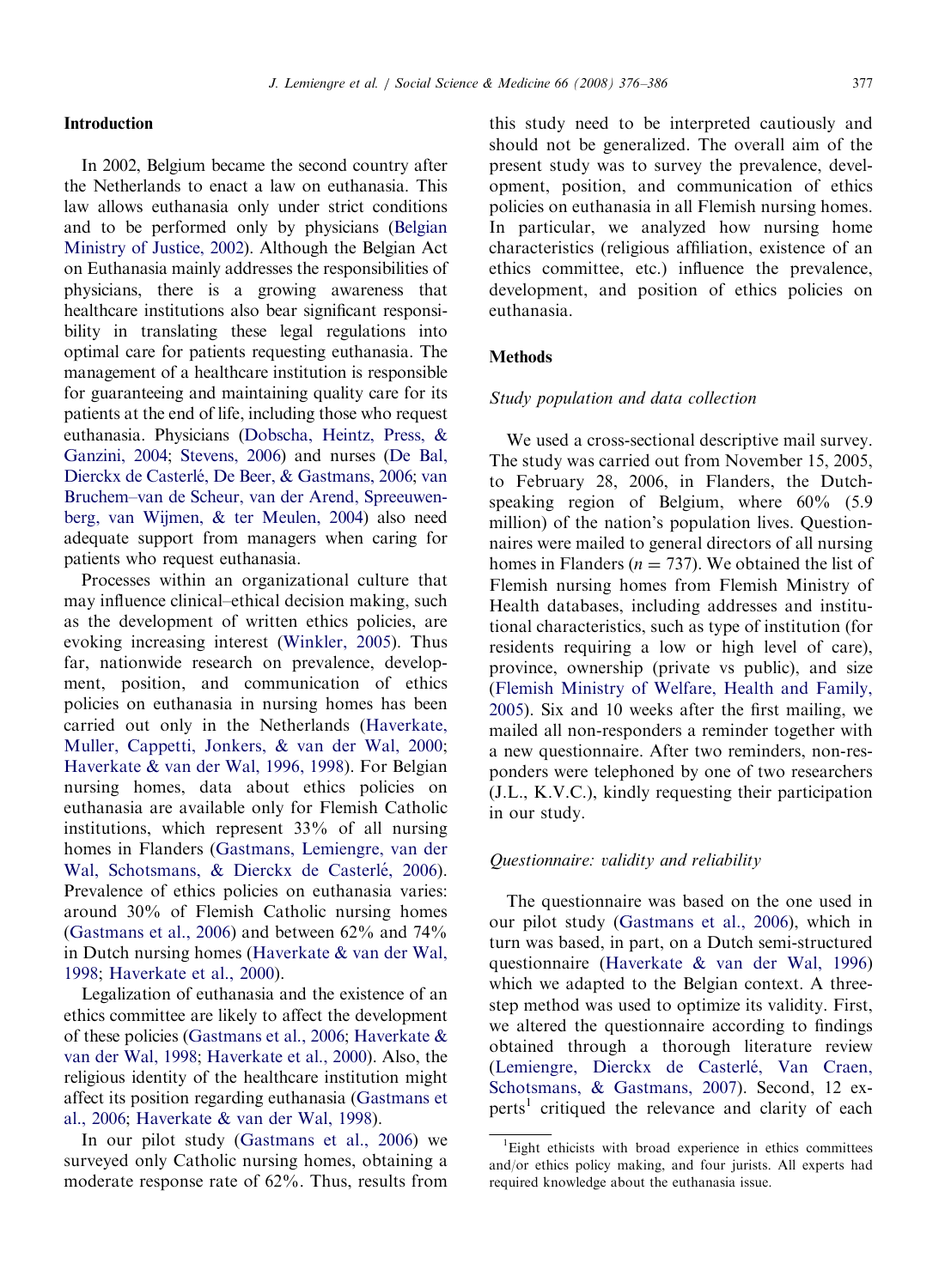## Introduction

In 2002, Belgium became the second country after the Netherlands to enact a law on euthanasia. This law allows euthanasia only under strict conditions and to be performed only by physicians (Belgian Ministry of Justice, 2002). Although the Belgian Act on Euthanasia mainly addresses the responsibilities of physicians, there is a growing awareness that healthcare institutions also bear significant responsibility in translating these legal regulations into optimal care for patients requesting euthanasia. The management of a healthcare institution is responsible for guaranteeing and maintaining quality care for its patients at the end of life, including those who request euthanasia. Physicians (Dobscha, Heintz, Press, & Ganzini, 2004; Stevens, 2006) and nurses (De Bal, Dierckx de Casterlé, De Beer, & Gastmans, 2006; van Bruchem–van de Scheur, van der Arend, Spreeuwenberg, van Wijmen, & ter Meulen, 2004) also need adequate support from managers when caring for patients who request euthanasia.

Processes within an organizational culture that may influence clinical–ethical decision making, such as the development of written ethics policies, are evoking increasing interest (Winkler, 2005). Thus far, nationwide research on prevalence, development, position, and communication of ethics policies on euthanasia in nursing homes has been carried out only in the Netherlands (Haverkate, Muller, Cappetti, Jonkers, & van der Wal, 2000; Haverkate & van der Wal, 1996, 1998). For Belgian nursing homes, data about ethics policies on euthanasia are available only for Flemish Catholic institutions, which represent 33% of all nursing homes in Flanders (Gastmans, Lemiengre, van der Wal, Schotsmans, & Dierckx de Casterlé, 2006). Prevalence of ethics policies on euthanasia varies: around 30% of Flemish Catholic nursing homes (Gastmans et al., 2006) and between 62% and 74% in Dutch nursing homes (Haverkate & van der Wal, 1998; Haverkate et al., 2000).

Legalization of euthanasia and the existence of an ethics committee are likely to affect the development of these policies (Gastmans et al., 2006; Haverkate & van der Wal, 1998; Haverkate et al., 2000). Also, the religious identity of the healthcare institution might affect its position regarding euthanasia (Gastmans et al., 2006; Haverkate & van der Wal, 1998).

In our pilot study (Gastmans et al., 2006) we surveyed only Catholic nursing homes, obtaining a moderate response rate of 62%. Thus, results from this study need to be interpreted cautiously and should not be generalized. The overall aim of the present study was to survey the prevalence, development, position, and communication of ethics policies on euthanasia in all Flemish nursing homes. In particular, we analyzed how nursing home characteristics (religious affiliation, existence of an ethics committee, etc.) influence the prevalence, development, and position of ethics policies on euthanasia.

## Methods

### *Study population and data collection*

We used a cross-sectional descriptive mail survey. The study was carried out from November 15, 2005, to February 28, 2006, in Flanders, the Dutch-speaking region of Belgium, where 60% (5.9 million) of the nation's population lives. Questionnaires were mailed to general directors of all nursing homes in Flanders ($n = 737$). We obtained the list of Flemish nursing homes from Flemish Ministry of Health databases, including addresses and institutional characteristics, such as type of institution (for residents requiring a low or high level of care), province, ownership (private vs public), and size (Flemish Ministry of Welfare, Health and Family, 2005). Six and 10 weeks after the first mailing, we mailed all non-responders a reminder together with a new questionnaire. After two reminders, non-responders were telephoned by one of two researchers (J.L., K.V.C.), kindly requesting their participation in our study.

### *Questionnaire: validity and reliability*

The questionnaire was based on the one used in our pilot study (Gastmans et al., 2006), which in turn was based, in part, on a Dutch semi-structured questionnaire (Haverkate & van der Wal, 1996) which we adapted to the Belgian context. A three-step method was used to optimize its validity. First, we altered the questionnaire according to findings obtained through a thorough literature review (Lemiengre, Dierckx de Casterlé, Van Craen, Schotsmans, & Gastmans, 2007). Second, 12 experts[1] critiqued the relevance and clarity of each

[1]Eight ethicists with broad experience in ethics committees and/or ethics policy making, and four jurists. All experts had required knowledge about the euthanasia issue.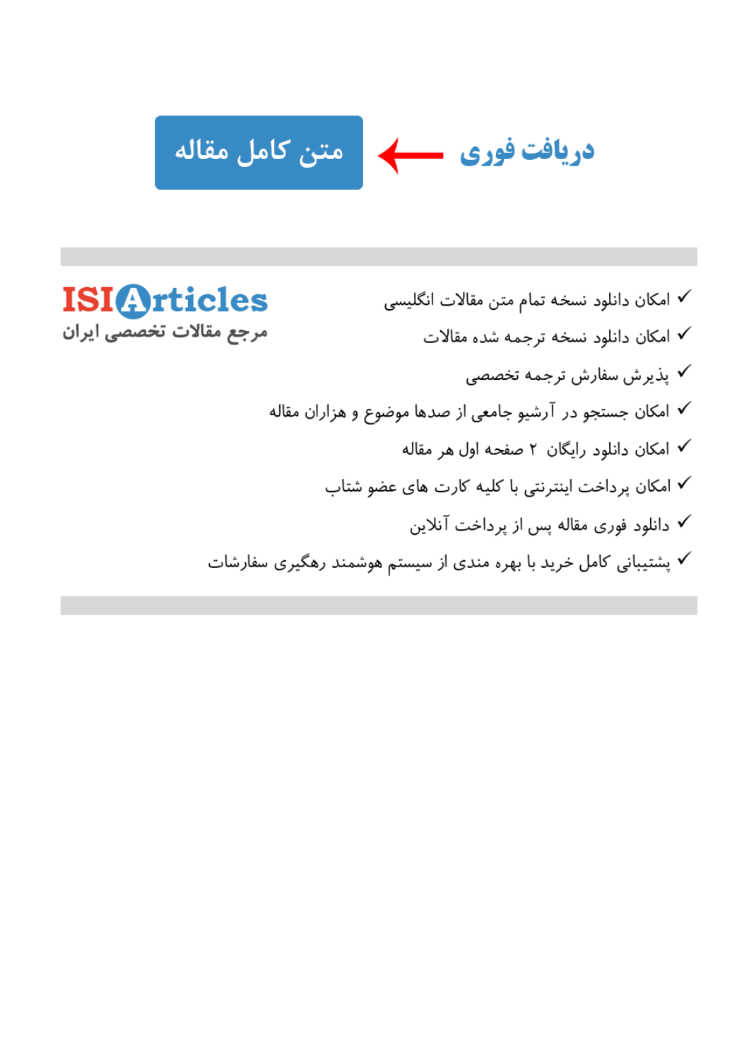دریافت فوری ← متن کامل مقاله

**ISIArticles**
مرجع مقالات تخصصی ایران

- ✓ امکان دانلود نسخه تمام متن مقالات انگلیسی
- ✓ امکان دانلود نسخه ترجمه شده مقالات
- ✓ پذیرش سفارش ترجمه تخصصی
- ✓ امکان جستجو در آرشیو جامعی از صدها موضوع و هزاران مقاله
- ✓ امکان دانلود رایگان ۲ صفحه اول هر مقاله
- ✓ امکان پرداخت اینترنتی با کلیه کارت های عضو شتاب
- ✓ دانلود فوری مقاله پس از پرداخت آنلاین
- ✓ پشتیبانی کامل خرید با بهره مندی از سیستم هوشمند رهگیری سفارشات